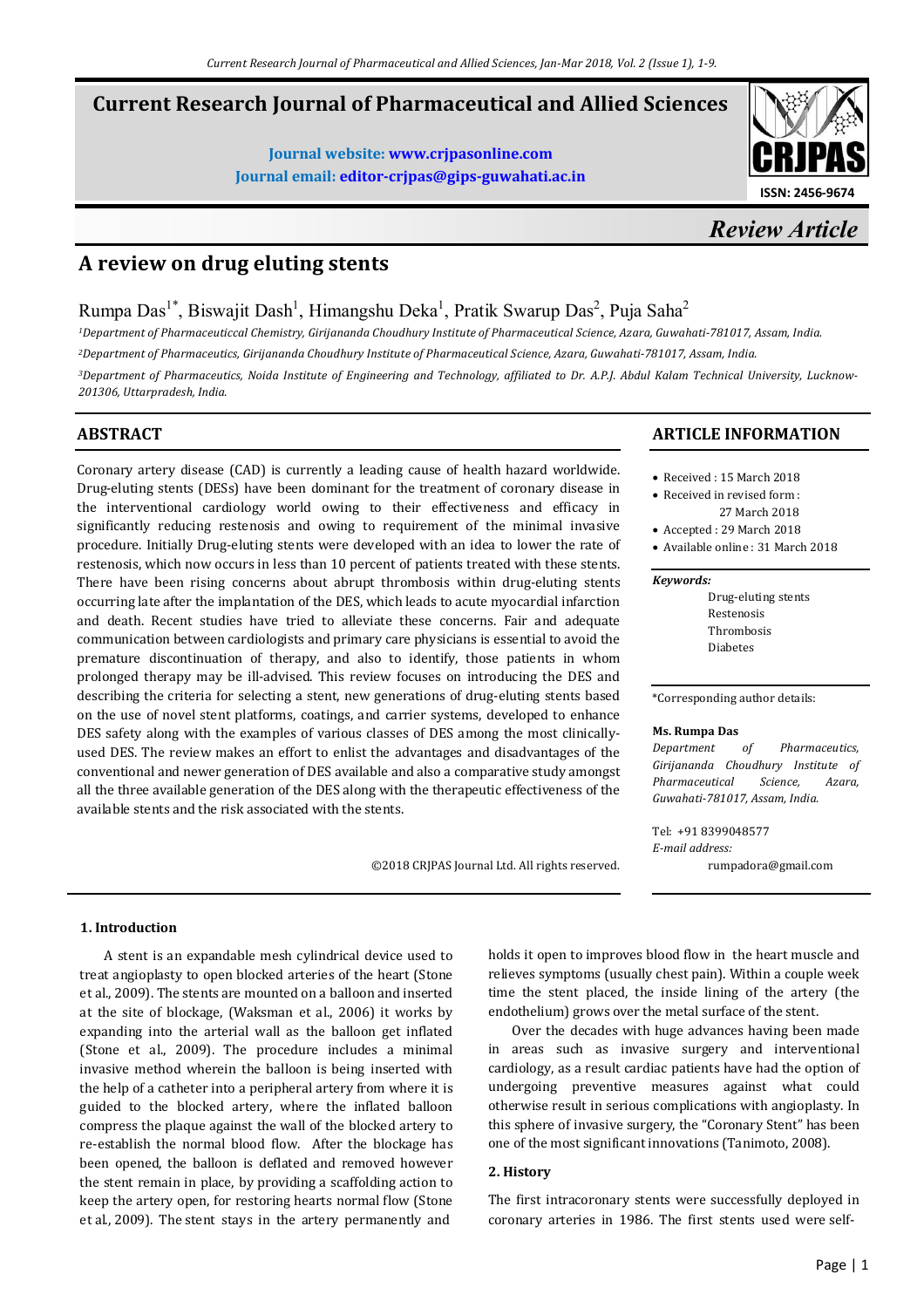# Current Research Journal of Pharmaceutical and Allied Sciences

**Journal website: www.crjpasonline.com**
**Journal email: editor-crjpas@gips-guwahati.ac.in**

ISSN: 2456-9674

*Review Article*

# A review on drug eluting stents

Rumpa Das[1*], Biswajit Dash[1], Himangshu Deka[1], Pratik Swarup Das[2], Puja Saha[2]

*[1]Department of Pharmaceuticcal Chemistry, Girijananda Choudhury Institute of Pharmaceutical Science, Azara, Guwahati-781017, Assam, India.*

*[2]Department of Pharmaceutics, Girijananda Choudhury Institute of Pharmaceutical Science, Azara, Guwahati-781017, Assam, India.*

*[3]Department of Pharmaceutics, Noida Institute of Engineering and Technology, affiliated to Dr. A.P.J. Abdul Kalam Technical University, Lucknow-201306, Uttarpradesh, India.*

## ABSTRACT

Coronary artery disease (CAD) is currently a leading cause of health hazard worldwide. Drug-eluting stents (DESs) have been dominant for the treatment of coronary disease in the interventional cardiology world owing to their effectiveness and efficacy in significantly reducing restenosis and owing to requirement of the minimal invasive procedure. Initially Drug-eluting stents were developed with an idea to lower the rate of restenosis, which now occurs in less than 10 percent of patients treated with these stents. There have been rising concerns about abrupt thrombosis within drug-eluting stents occurring late after the implantation of the DES, which leads to acute myocardial infarction and death. Recent studies have tried to alleviate these concerns. Fair and adequate communication between cardiologists and primary care physicians is essential to avoid the premature discontinuation of therapy, and also to identify, those patients in whom prolonged therapy may be ill-advised. This review focuses on introducing the DES and describing the criteria for selecting a stent, new generations of drug-eluting stents based on the use of novel stent platforms, coatings, and carrier systems, developed to enhance DES safety along with the examples of various classes of DES among the most clinically-used DES. The review makes an effort to enlist the advantages and disadvantages of the conventional and newer generation of DES available and also a comparative study amongst all the three available generation of the DES along with the therapeutic effectiveness of the available stents and the risk associated with the stents.

©2018 CRJPAS Journal Ltd. All rights reserved.

## ARTICLE INFORMATION

- Received : 15 March 2018
- Received in revised form : 27 March 2018
- Accepted : 29 March 2018
- Available online : 31 March 2018

***Keywords:***

Drug-eluting stents
Restenosis
Thrombosis
Diabetes

*Corresponding author details:

**Ms. Rumpa Das**
*Department of Pharmaceutics, Girijananda Choudhury Institute of Pharmaceutical Science, Azara, Guwahati-781017, Assam, India.*

Tel: +91 8399048577
*E-mail address:*
rumpadora@gmail.com

## 1. Introduction

A stent is an expandable mesh cylindrical device used to treat angioplasty to open blocked arteries of the heart (Stone et al., 2009). The stents are mounted on a balloon and inserted at the site of blockage, (Waksman et al., 2006) it works by expanding into the arterial wall as the balloon get inflated (Stone et al., 2009). The procedure includes a minimal invasive method wherein the balloon is being inserted with the help of a catheter into a peripheral artery from where it is guided to the blocked artery, where the inflated balloon compress the plaque against the wall of the blocked artery to re-establish the normal blood flow. After the blockage has been opened, the balloon is deflated and removed however the stent remain in place, by providing a scaffolding action to keep the artery open, for restoring hearts normal flow (Stone et al., 2009). The stent stays in the artery permanently and holds it open to improves blood flow in the heart muscle and relieves symptoms (usually chest pain). Within a couple week time the stent placed, the inside lining of the artery (the endothelium) grows over the metal surface of the stent.

Over the decades with huge advances having been made in areas such as invasive surgery and interventional cardiology, as a result cardiac patients have had the option of undergoing preventive measures against what could otherwise result in serious complications with angioplasty. In this sphere of invasive surgery, the "Coronary Stent" has been one of the most significant innovations (Tanimoto, 2008).

## 2. History

The first intracoronary stents were successfully deployed in coronary arteries in 1986. The first stents used were self-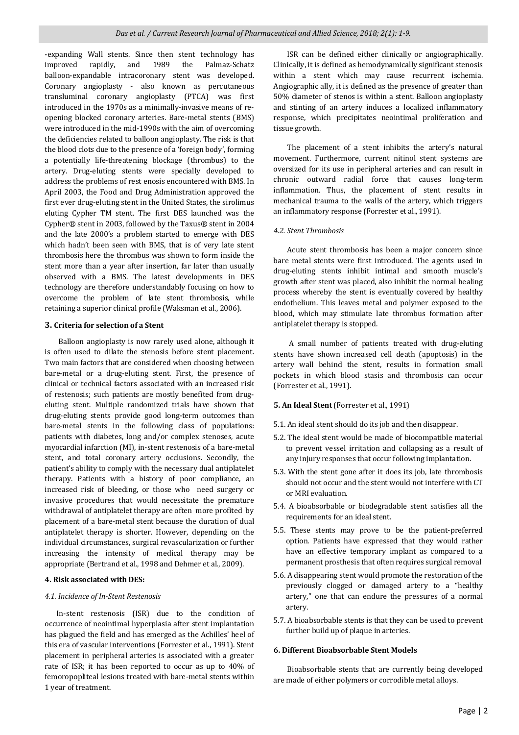-expanding Wall stents. Since then stent technology has improved rapidly, and 1989 the Palmaz-Schatz balloon-expandable intracoronary stent was developed. Coronary angioplasty - also known as percutaneous transluminal coronary angioplasty (PTCA) was first introduced in the 1970s as a minimally-invasive means of re-opening blocked coronary arteries. Bare-metal stents (BMS) were introduced in the mid-1990s with the aim of overcoming the deficiencies related to balloon angioplasty. The risk is that the blood clots due to the presence of a 'foreign body', forming a potentially life-threatening blockage (thrombus) to the artery. Drug-eluting stents were specially developed to address the problems of rest enosis encountered with BMS. In April 2003, the Food and Drug Administration approved the first ever drug-eluting stent in the United States, the sirolimus eluting Cypher TM stent. The first DES launched was the Cypher® stent in 2003, followed by the Taxus® stent in 2004 and the late 2000's a problem started to emerge with DES which hadn't been seen with BMS, that is of very late stent thrombosis here the thrombus was shown to form inside the stent more than a year after insertion, far later than usually observed with a BMS. The latest developments in DES technology are therefore understandably focusing on how to overcome the problem of late stent thrombosis, while retaining a superior clinical profile (Waksman et al., 2006).

## 3. Criteria for selection of a Stent

Balloon angioplasty is now rarely used alone, although it is often used to dilate the stenosis before stent placement. Two main factors that are considered when choosing between bare-metal or a drug-eluting stent. First, the presence of clinical or technical factors associated with an increased risk of restenosis; such patients are mostly benefited from drug-eluting stent. Multiple randomized trials have shown that drug-eluting stents provide good long-term outcomes than bare-metal stents in the following class of populations: patients with diabetes, long and/or complex stenoses, acute myocardial infarction (MI), in-stent restenosis of a bare-metal stent, and total coronary artery occlusions. Secondly, the patient's ability to comply with the necessary dual antiplatelet therapy. Patients with a history of poor compliance, an increased risk of bleeding, or those who need surgery or invasive procedures that would necessitate the premature withdrawal of antiplatelet therapy are often more profited by placement of a bare-metal stent because the duration of dual antiplatelet therapy is shorter. However, depending on the individual circumstances, surgical revascularization or further increasing the intensity of medical therapy may be appropriate (Bertrand et al., 1998 and Dehmer et al., 2009).

## 4. Risk associated with DES:

### *4.1. Incidence of In-Stent Restenosis*

In-stent restenosis (ISR) due to the condition of occurrence of neointimal hyperplasia after stent implantation has plagued the field and has emerged as the Achilles' heel of this era of vascular interventions (Forrester et al., 1991). Stent placement in peripheral arteries is associated with a greater rate of ISR; it has been reported to occur as up to 40% of femoropopliteal lesions treated with bare-metal stents within 1 year of treatment.

ISR can be defined either clinically or angiographically. Clinically, it is defined as hemodynamically significant stenosis within a stent which may cause recurrent ischemia. Angiographic ally, it is defined as the presence of greater than 50% diameter of stenos is within a stent. Balloon angioplasty and stinting of an artery induces a localized inflammatory response, which precipitates neointimal proliferation and tissue growth.

The placement of a stent inhibits the artery's natural movement. Furthermore, current nitinol stent systems are oversized for its use in peripheral arteries and can result in chronic outward radial force that causes long-term inflammation. Thus, the placement of stent results in mechanical trauma to the walls of the artery, which triggers an inflammatory response (Forrester et al., 1991).

### *4.2. Stent Thrombosis*

Acute stent thrombosis has been a major concern since bare metal stents were first introduced. The agents used in drug-eluting stents inhibit intimal and smooth muscle's growth after stent was placed, also inhibit the normal healing process whereby the stent is eventually covered by healthy endothelium. This leaves metal and polymer exposed to the blood, which may stimulate late thrombus formation after antiplatelet therapy is stopped.

A small number of patients treated with drug-eluting stents have shown increased cell death (apoptosis) in the artery wall behind the stent, results in formation small pockets in which blood stasis and thrombosis can occur (Forrester et al., 1991).

## 5. An Ideal Stent (Forrester et al., 1991)

5.1. An ideal stent should do its job and then disappear.

5.2. The ideal stent would be made of biocompatible material to prevent vessel irritation and collapsing as a result of any injury responses that occur following implantation.

5.3. With the stent gone after it does its job, late thrombosis should not occur and the stent would not interfere with CT or MRI evaluation.

5.4. A bioabsorbable or biodegradable stent satisfies all the requirements for an ideal stent.

5.5. These stents may prove to be the patient-preferred option. Patients have expressed that they would rather have an effective temporary implant as compared to a permanent prosthesis that often requires surgical removal

5.6. A disappearing stent would promote the restoration of the previously clogged or damaged artery to a "healthy artery," one that can endure the pressures of a normal artery.

5.7. A bioabsorbable stents is that they can be used to prevent further build up of plaque in arteries.

## 6. Different Bioabsorbable Stent Models

Bioabsorbable stents that are currently being developed are made of either polymers or corrodible metal alloys.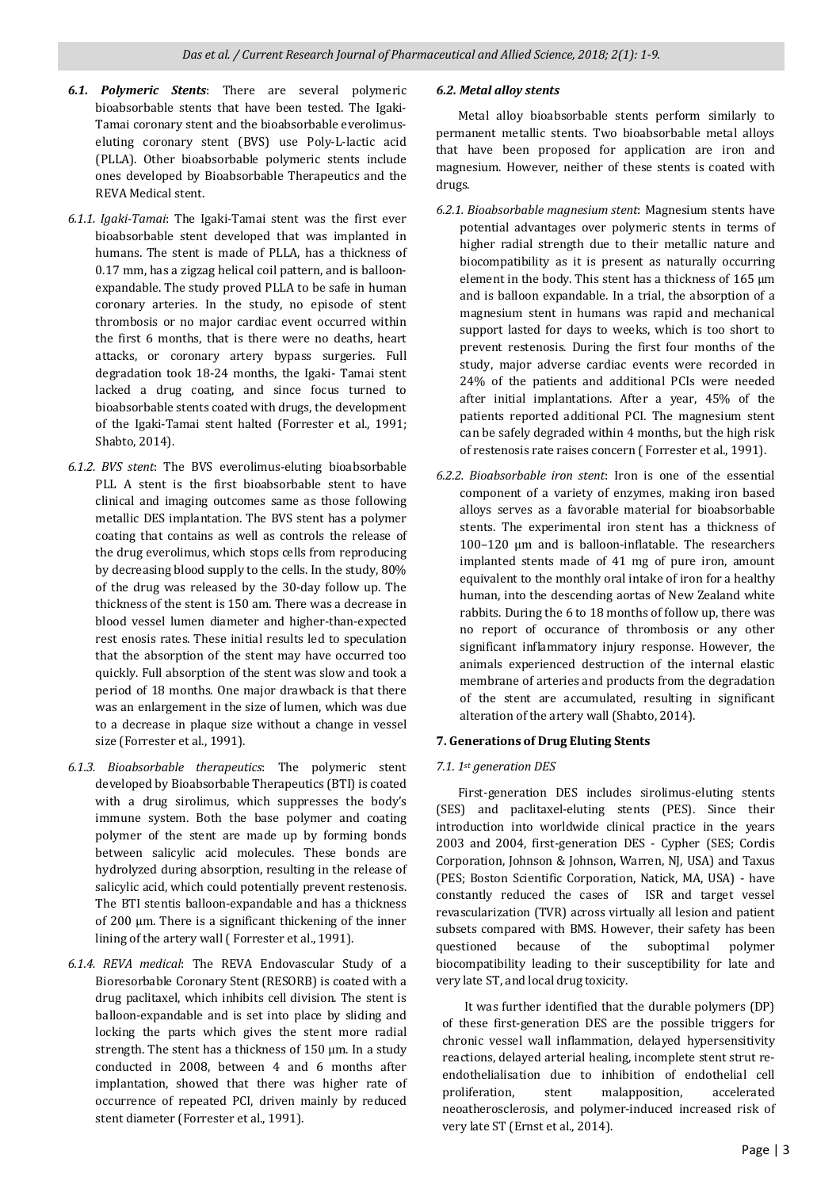**6.1. Polymeric Stents**: There are several polymeric bioabsorbable stents that have been tested. The Igaki-Tamai coronary stent and the bioabsorbable everolimus-eluting coronary stent (BVS) use Poly-L-lactic acid (PLLA). Other bioabsorbable polymeric stents include ones developed by Bioabsorbable Therapeutics and the REVA Medical stent.

*6.1.1. Igaki-Tamai*: The Igaki-Tamai stent was the first ever bioabsorbable stent developed that was implanted in humans. The stent is made of PLLA, has a thickness of 0.17 mm, has a zigzag helical coil pattern, and is balloon-expandable. The study proved PLLA to be safe in human coronary arteries. In the study, no episode of stent thrombosis or no major cardiac event occurred within the first 6 months, that is there were no deaths, heart attacks, or coronary artery bypass surgeries. Full degradation took 18-24 months, the Igaki- Tamai stent lacked a drug coating, and since focus turned to bioabsorbable stents coated with drugs, the development of the Igaki-Tamai stent halted (Forrester et al., 1991; Shabto, 2014).

*6.1.2. BVS stent*: The BVS everolimus-eluting bioabsorbable PLL A stent is the first bioabsorbable stent to have clinical and imaging outcomes same as those following metallic DES implantation. The BVS stent has a polymer coating that contains as well as controls the release of the drug everolimus, which stops cells from reproducing by decreasing blood supply to the cells. In the study, 80% of the drug was released by the 30-day follow up. The thickness of the stent is 150 am. There was a decrease in blood vessel lumen diameter and higher-than-expected rest enosis rates. These initial results led to speculation that the absorption of the stent may have occurred too quickly. Full absorption of the stent was slow and took a period of 18 months. One major drawback is that there was an enlargement in the size of lumen, which was due to a decrease in plaque size without a change in vessel size (Forrester et al., 1991).

*6.1.3. Bioabsorbable therapeutics*: The polymeric stent developed by Bioabsorbable Therapeutics (BTI) is coated with a drug sirolimus, which suppresses the body's immune system. Both the base polymer and coating polymer of the stent are made up by forming bonds between salicylic acid molecules. These bonds are hydrolyzed during absorption, resulting in the release of salicylic acid, which could potentially prevent restenosis. The BTI stentis balloon-expandable and has a thickness of 200 µm. There is a significant thickening of the inner lining of the artery wall ( Forrester et al., 1991).

*6.1.4. REVA medical*: The REVA Endovascular Study of a Bioresorbable Coronary Stent (RESORB) is coated with a drug paclitaxel, which inhibits cell division. The stent is balloon-expandable and is set into place by sliding and locking the parts which gives the stent more radial strength. The stent has a thickness of 150 µm. In a study conducted in 2008, between 4 and 6 months after implantation, showed that there was higher rate of occurrence of repeated PCI, driven mainly by reduced stent diameter (Forrester et al., 1991).

*6.2. Metal alloy stents*

Metal alloy bioabsorbable stents perform similarly to permanent metallic stents. Two bioabsorbable metal alloys that have been proposed for application are iron and magnesium. However, neither of these stents is coated with drugs.

*6.2.1. Bioabsorbable magnesium stent*: Magnesium stents have potential advantages over polymeric stents in terms of higher radial strength due to their metallic nature and biocompatibility as it is present as naturally occurring element in the body. This stent has a thickness of 165 µm and is balloon expandable. In a trial, the absorption of a magnesium stent in humans was rapid and mechanical support lasted for days to weeks, which is too short to prevent restenosis. During the first four months of the study, major adverse cardiac events were recorded in 24% of the patients and additional PCIs were needed after initial implantations. After a year, 45% of the patients reported additional PCI. The magnesium stent can be safely degraded within 4 months, but the high risk of restenosis rate raises concern ( Forrester et al., 1991).

*6.2.2. Bioabsorbable iron stent*: Iron is one of the essential component of a variety of enzymes, making iron based alloys serves as a favorable material for bioabsorbable stents. The experimental iron stent has a thickness of 100–120 µm and is balloon-inflatable. The researchers implanted stents made of 41 mg of pure iron, amount equivalent to the monthly oral intake of iron for a healthy human, into the descending aortas of New Zealand white rabbits. During the 6 to 18 months of follow up, there was no report of occurance of thrombosis or any other significant inflammatory injury response. However, the animals experienced destruction of the internal elastic membrane of arteries and products from the degradation of the stent are accumulated, resulting in significant alteration of the artery wall (Shabto, 2014).

**7. Generations of Drug Eluting Stents**

*7.1. 1st generation DES*

First-generation DES includes sirolimus-eluting stents (SES) and paclitaxel-eluting stents (PES). Since their introduction into worldwide clinical practice in the years 2003 and 2004, first-generation DES - Cypher (SES; Cordis Corporation, Johnson & Johnson, Warren, NJ, USA) and Taxus (PES; Boston Scientific Corporation, Natick, MA, USA) - have constantly reduced the cases of ISR and target vessel revascularization (TVR) across virtually all lesion and patient subsets compared with BMS. However, their safety has been questioned because of the suboptimal polymer biocompatibility leading to their susceptibility for late and very late ST, and local drug toxicity.

It was further identified that the durable polymers (DP) of these first-generation DES are the possible triggers for chronic vessel wall inflammation, delayed hypersensitivity reactions, delayed arterial healing, incomplete stent strut re-endothelialisation due to inhibition of endothelial cell proliferation, stent malapposition, accelerated neoatherosclerosis, and polymer-induced increased risk of very late ST (Ernst et al., 2014).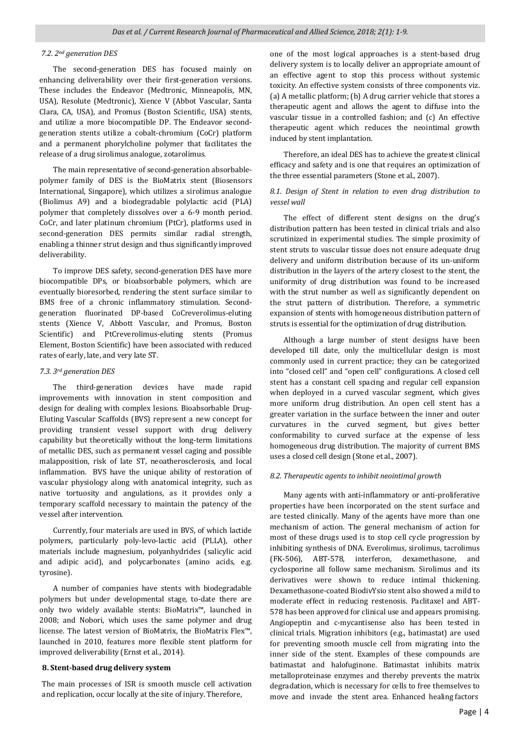### *7.2. 2nd generation DES*

The second-generation DES has focused mainly on enhancing deliverability over their first-generation versions. These includes the Endeavor (Medtronic, Minneapolis, MN, USA), Resolute (Medtronic), Xience V (Abbot Vascular, Santa Clara, CA, USA), and Promus (Boston Scientific, USA) stents, and utilize a more biocompatible DP. The Endeavor second-generation stents utilize a cobalt-chromium (CoCr) platform and a permanent phorylcholine polymer that facilitates the release of a drug sirolimus analogue, zotarolimus.

The main representative of second-generation absorbable-polymer family of DES is the BioMatrix stent (Biosensors International, Singapore), which utilizes a sirolimus analogue (Biolimus A9) and a biodegradable polylactic acid (PLA) polymer that completely dissolves over a 6-9 month period. CoCr, and later platinum chromium (PtCr), platforms used in second-generation DES permits similar radial strength, enabling a thinner strut design and thus significantly improved deliverability.

To improve DES safety, second-generation DES have more biocompatible DPs, or bioabsorbable polymers, which are eventually bioresorbed, rendering the stent surface similar to BMS free of a chronic inflammatory stimulation. Second-generation fluorinated DP-based CoCreverolimus-eluting stents (Xience V, Abbott Vascular, and Promus, Boston Scientific) and PtCreverolimus-eluting stents (Promus Element, Boston Scientific) have been associated with reduced rates of early, late, and very late ST.

### *7.3. 3rd generation DES*

The third-generation devices have made rapid improvements with innovation in stent composition and design for dealing with complex lesions. Bioabsorbable Drug-Eluting Vascular Scaffolds (BVS) represent a new concept for providing transient vessel support with drug delivery capability but theoretically without the long-term limitations of metallic DES, such as permanent vessel caging and possible malapposition, risk of late ST, neoatherosclerosis, and local inflammation. BVS have the unique ability of restoration of vascular physiology along with anatomical integrity, such as native tortuosity and angulations, as it provides only a temporary scaffold necessary to maintain the patency of the vessel after intervention.

Currently, four materials are used in BVS, of which lactide polymers, particularly poly-levo-lactic acid (PLLA), other materials include magnesium, polyanhydrides (salicylic acid and adipic acid), and polycarbonates (amino acids, e.g. tyrosine).

A number of companies have stents with biodegradable polymers but under developmental stage, to-date there are only two widely available stents: BioMatrix™, launched in 2008; and Nobori, which uses the same polymer and drug license. The latest version of BioMatrix, the BioMatrix Flex™, launched in 2010, features more flexible stent platform for improved deliverability (Ernst et al., 2014).

## 8. Stent-based drug delivery system

The main processes of ISR is smooth muscle cell activation and replication, occur locally at the site of injury. Therefore, one of the most logical approaches is a stent-based drug delivery system is to locally deliver an appropriate amount of an effective agent to stop this process without systemic toxicity. An effective system consists of three components viz. (a) A metallic platform; (b) A drug carrier vehicle that stores a therapeutic agent and allows the agent to diffuse into the vascular tissue in a controlled fashion; and (c) An effective therapeutic agent which reduces the neointimal growth induced by stent implantation.

Therefore, an ideal DES has to achieve the greatest clinical efficacy and safety and is one that requires an optimization of the three essential parameters (Stone et al., 2007).

### *8.1. Design of Stent in relation to even drug distribution to vessel wall*

The effect of different stent designs on the drug's distribution pattern has been tested in clinical trials and also scrutinized in experimental studies. The simple proximity of stent struts to vascular tissue does not ensure adequate drug delivery and uniform distribution because of its un-uniform distribution in the layers of the artery closest to the stent, the uniformity of drug distribution was found to be increased with the strut number as well as significantly dependent on the strut pattern of distribution. Therefore, a symmetric expansion of stents with homogeneous distribution pattern of struts is essential for the optimization of drug distribution.

Although a large number of stent designs have been developed till date, only the multicellular design is most commonly used in current practice; they can be categorized into "closed cell" and "open cell" configurations. A closed cell stent has a constant cell spacing and regular cell expansion when deployed in a curved vascular segment, which gives more uniform drug distribution. An open cell stent has a greater variation in the surface between the inner and outer curvatures in the curved segment, but gives better conformability to curved surface at the expense of less homogeneous drug distribution. The majority of current BMS uses a closed cell design (Stone et al., 2007).

### *8.2. Therapeutic agents to inhibit neointimal growth*

Many agents with anti-inflammatory or anti-proliferative properties have been incorporated on the stent surface and are tested clinically. Many of the agents have more than one mechanism of action. The general mechanism of action for most of these drugs used is to stop cell cycle progression by inhibiting synthesis of DNA. Everolimus, sirolimus, tacrolimus (FK-506), ABT-578, interferon, dexamethasone, and cyclosporine all follow same mechanism. Sirolimus and its derivatives were shown to reduce intimal thickening. Dexamethasone-coated BiodivYsio stent also showed a mild to moderate effect in reducing restenosis. Paclitaxel and ABT-578 has been approved for clinical use and appears promising. Angiopeptin and c-mycantisense also has been tested in clinical trials. Migration inhibitors (e.g., batimastat) are used for preventing smooth muscle cell from migrating into the inner side of the stent. Examples of these compounds are batimastat and halofuginone. Batimastat inhibits matrix metalloproteinase enzymes and thereby prevents the matrix degradation, which is necessary for cells to free themselves to move and invade the stent area. Enhanced healing factors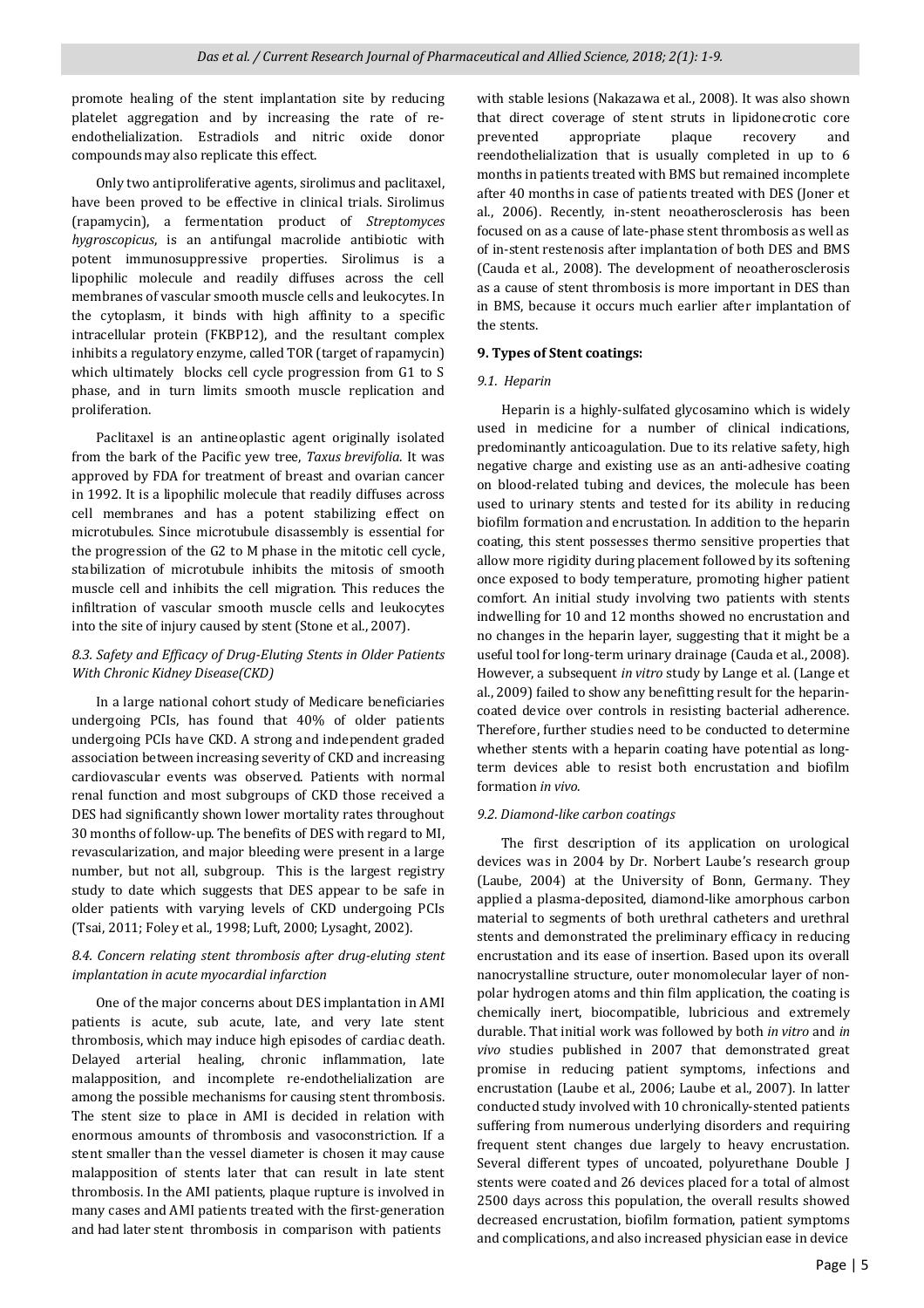promote healing of the stent implantation site by reducing platelet aggregation and by increasing the rate of re-endothelialization. Estradiols and nitric oxide donor compounds may also replicate this effect.

Only two antiproliferative agents, sirolimus and paclitaxel, have been proved to be effective in clinical trials. Sirolimus (rapamycin), a fermentation product of *Streptomyces hygroscopicus*, is an antifungal macrolide antibiotic with potent immunosuppressive properties. Sirolimus is a lipophilic molecule and readily diffuses across the cell membranes of vascular smooth muscle cells and leukocytes. In the cytoplasm, it binds with high affinity to a specific intracellular protein (FKBP12), and the resultant complex inhibits a regulatory enzyme, called TOR (target of rapamycin) which ultimately blocks cell cycle progression from G1 to S phase, and in turn limits smooth muscle replication and proliferation.

Paclitaxel is an antineoplastic agent originally isolated from the bark of the Pacific yew tree, *Taxus brevifolia*. It was approved by FDA for treatment of breast and ovarian cancer in 1992. It is a lipophilic molecule that readily diffuses across cell membranes and has a potent stabilizing effect on microtubules. Since microtubule disassembly is essential for the progression of the G2 to M phase in the mitotic cell cycle, stabilization of microtubule inhibits the mitosis of smooth muscle cell and inhibits the cell migration. This reduces the infiltration of vascular smooth muscle cells and leukocytes into the site of injury caused by stent (Stone et al., 2007).

### *8.3. Safety and Efficacy of Drug-Eluting Stents in Older Patients With Chronic Kidney Disease(CKD)*

In a large national cohort study of Medicare beneficiaries undergoing PCIs, has found that 40% of older patients undergoing PCIs have CKD. A strong and independent graded association between increasing severity of CKD and increasing cardiovascular events was observed. Patients with normal renal function and most subgroups of CKD those received a DES had significantly shown lower mortality rates throughout 30 months of follow-up. The benefits of DES with regard to MI, revascularization, and major bleeding were present in a large number, but not all, subgroup. This is the largest registry study to date which suggests that DES appear to be safe in older patients with varying levels of CKD undergoing PCIs (Tsai, 2011; Foley et al., 1998; Luft, 2000; Lysaght, 2002).

### *8.4. Concern relating stent thrombosis after drug-eluting stent implantation in acute myocardial infarction*

One of the major concerns about DES implantation in AMI patients is acute, sub acute, late, and very late stent thrombosis, which may induce high episodes of cardiac death. Delayed arterial healing, chronic inflammation, late malapposition, and incomplete re-endothelialization are among the possible mechanisms for causing stent thrombosis. The stent size to place in AMI is decided in relation with enormous amounts of thrombosis and vasoconstriction. If a stent smaller than the vessel diameter is chosen it may cause malapposition of stents later that can result in late stent thrombosis. In the AMI patients, plaque rupture is involved in many cases and AMI patients treated with the first-generation and had later stent thrombosis in comparison with patients with stable lesions (Nakazawa et al., 2008). It was also shown that direct coverage of stent struts in lipidonecrotic core prevented appropriate plaque recovery and reendothelialization that is usually completed in up to 6 months in patients treated with BMS but remained incomplete after 40 months in case of patients treated with DES (Joner et al., 2006). Recently, in-stent neoatherosclerosis has been focused on as a cause of late-phase stent thrombosis as well as of in-stent restenosis after implantation of both DES and BMS (Cauda et al., 2008). The development of neoatherosclerosis as a cause of stent thrombosis is more important in DES than in BMS, because it occurs much earlier after implantation of the stents.

## 9. Types of Stent coatings:

### *9.1. Heparin*

Heparin is a highly-sulfated glycosamino which is widely used in medicine for a number of clinical indications, predominantly anticoagulation. Due to its relative safety, high negative charge and existing use as an anti-adhesive coating on blood-related tubing and devices, the molecule has been used to urinary stents and tested for its ability in reducing biofilm formation and encrustation. In addition to the heparin coating, this stent possesses thermo sensitive properties that allow more rigidity during placement followed by its softening once exposed to body temperature, promoting higher patient comfort. An initial study involving two patients with stents indwelling for 10 and 12 months showed no encrustation and no changes in the heparin layer, suggesting that it might be a useful tool for long-term urinary drainage (Cauda et al., 2008). However, a subsequent *in vitro* study by Lange et al. (Lange et al., 2009) failed to show any benefitting result for the heparin-coated device over controls in resisting bacterial adherence. Therefore, further studies need to be conducted to determine whether stents with a heparin coating have potential as long-term devices able to resist both encrustation and biofilm formation *in vivo*.

### *9.2. Diamond-like carbon coatings*

The first description of its application on urological devices was in 2004 by Dr. Norbert Laube's research group (Laube, 2004) at the University of Bonn, Germany. They applied a plasma-deposited, diamond-like amorphous carbon material to segments of both urethral catheters and urethral stents and demonstrated the preliminary efficacy in reducing encrustation and its ease of insertion. Based upon its overall nanocrystalline structure, outer monomolecular layer of non-polar hydrogen atoms and thin film application, the coating is chemically inert, biocompatible, lubricious and extremely durable. That initial work was followed by both *in vitro* and *in vivo* studies published in 2007 that demonstrated great promise in reducing patient symptoms, infections and encrustation (Laube et al., 2006; Laube et al., 2007). In latter conducted study involved with 10 chronically-stented patients suffering from numerous underlying disorders and requiring frequent stent changes due largely to heavy encrustation. Several different types of uncoated, polyurethane Double J stents were coated and 26 devices placed for a total of almost 2500 days across this population, the overall results showed decreased encrustation, biofilm formation, patient symptoms and complications, and also increased physician ease in device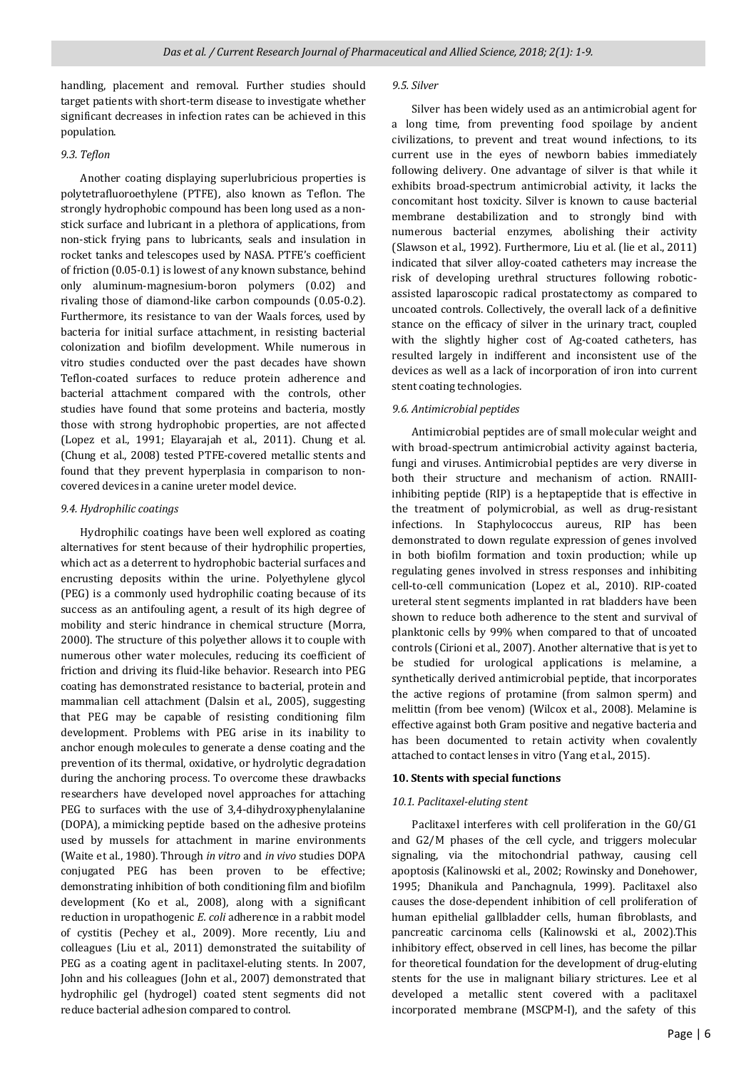handling, placement and removal. Further studies should target patients with short-term disease to investigate whether significant decreases in infection rates can be achieved in this population.

### 9.3. Teflon

Another coating displaying superlubricious properties is polytetrafluoroethylene (PTFE), also known as Teflon. The strongly hydrophobic compound has been long used as a non-stick surface and lubricant in a plethora of applications, from non-stick frying pans to lubricants, seals and insulation in rocket tanks and telescopes used by NASA. PTFE's coefficient of friction (0.05-0.1) is lowest of any known substance, behind only aluminum-magnesium-boron polymers (0.02) and rivaling those of diamond-like carbon compounds (0.05-0.2). Furthermore, its resistance to van der Waals forces, used by bacteria for initial surface attachment, in resisting bacterial colonization and biofilm development. While numerous in vitro studies conducted over the past decades have shown Teflon-coated surfaces to reduce protein adherence and bacterial attachment compared with the controls, other studies have found that some proteins and bacteria, mostly those with strong hydrophobic properties, are not affected (Lopez et al., 1991; Elayarajah et al., 2011). Chung et al. (Chung et al., 2008) tested PTFE-covered metallic stents and found that they prevent hyperplasia in comparison to non-covered devices in a canine ureter model device.

### 9.4. Hydrophilic coatings

Hydrophilic coatings have been well explored as coating alternatives for stent because of their hydrophilic properties, which act as a deterrent to hydrophobic bacterial surfaces and encrusting deposits within the urine. Polyethylene glycol (PEG) is a commonly used hydrophilic coating because of its success as an antifouling agent, a result of its high degree of mobility and steric hindrance in chemical structure (Morra, 2000). The structure of this polyether allows it to couple with numerous other water molecules, reducing its coefficient of friction and driving its fluid-like behavior. Research into PEG coating has demonstrated resistance to bacterial, protein and mammalian cell attachment (Dalsin et al., 2005), suggesting that PEG may be capable of resisting conditioning film development. Problems with PEG arise in its inability to anchor enough molecules to generate a dense coating and the prevention of its thermal, oxidative, or hydrolytic degradation during the anchoring process. To overcome these drawbacks researchers have developed novel approaches for attaching PEG to surfaces with the use of 3,4-dihydroxyphenylalanine (DOPA), a mimicking peptide based on the adhesive proteins used by mussels for attachment in marine environments (Waite et al., 1980). Through *in vitro* and *in vivo* studies DOPA conjugated PEG has been proven to be effective; demonstrating inhibition of both conditioning film and biofilm development (Ko et al., 2008), along with a significant reduction in uropathogenic *E. coli* adherence in a rabbit model of cystitis (Pechey et al., 2009). More recently, Liu and colleagues (Liu et al., 2011) demonstrated the suitability of PEG as a coating agent in paclitaxel-eluting stents. In 2007, John and his colleagues (John et al., 2007) demonstrated that hydrophilic gel (hydrogel) coated stent segments did not reduce bacterial adhesion compared to control.

### 9.5. Silver

Silver has been widely used as an antimicrobial agent for a long time, from preventing food spoilage by ancient civilizations, to prevent and treat wound infections, to its current use in the eyes of newborn babies immediately following delivery. One advantage of silver is that while it exhibits broad-spectrum antimicrobial activity, it lacks the concomitant host toxicity. Silver is known to cause bacterial membrane destabilization and to strongly bind with numerous bacterial enzymes, abolishing their activity (Slawson et al., 1992). Furthermore, Liu et al. (lie et al., 2011) indicated that silver alloy-coated catheters may increase the risk of developing urethral structures following robotic-assisted laparoscopic radical prostatectomy as compared to uncoated controls. Collectively, the overall lack of a definitive stance on the efficacy of silver in the urinary tract, coupled with the slightly higher cost of Ag-coated catheters, has resulted largely in indifferent and inconsistent use of the devices as well as a lack of incorporation of iron into current stent coating technologies.

### 9.6. Antimicrobial peptides

Antimicrobial peptides are of small molecular weight and with broad-spectrum antimicrobial activity against bacteria, fungi and viruses. Antimicrobial peptides are very diverse in both their structure and mechanism of action. RNAIII-inhibiting peptide (RIP) is a heptapeptide that is effective in the treatment of polymicrobial, as well as drug-resistant infections. In Staphylococcus aureus, RIP has been demonstrated to down regulate expression of genes involved in both biofilm formation and toxin production; while up regulating genes involved in stress responses and inhibiting cell-to-cell communication (Lopez et al., 2010). RIP-coated ureteral stent segments implanted in rat bladders have been shown to reduce both adherence to the stent and survival of planktonic cells by 99% when compared to that of uncoated controls (Cirioni et al., 2007). Another alternative that is yet to be studied for urological applications is melamine, a synthetically derived antimicrobial peptide, that incorporates the active regions of protamine (from salmon sperm) and melittin (from bee venom) (Wilcox et al., 2008). Melamine is effective against both Gram positive and negative bacteria and has been documented to retain activity when covalently attached to contact lenses in vitro (Yang et al., 2015).

## 10. Stents with special functions

### 10.1. Paclitaxel-eluting stent

Paclitaxel interferes with cell proliferation in the G0/G1 and G2/M phases of the cell cycle, and triggers molecular signaling, via the mitochondrial pathway, causing cell apoptosis (Kalinowski et al., 2002; Rowinsky and Donehower, 1995; Dhanikula and Panchagnula, 1999). Paclitaxel also causes the dose-dependent inhibition of cell proliferation of human epithelial gallbladder cells, human fibroblasts, and pancreatic carcinoma cells (Kalinowski et al., 2002).This inhibitory effect, observed in cell lines, has become the pillar for theoretical foundation for the development of drug-eluting stents for the use in malignant biliary strictures. Lee et al developed a metallic stent covered with a paclitaxel incorporated membrane (MSCPM-I), and the safety of this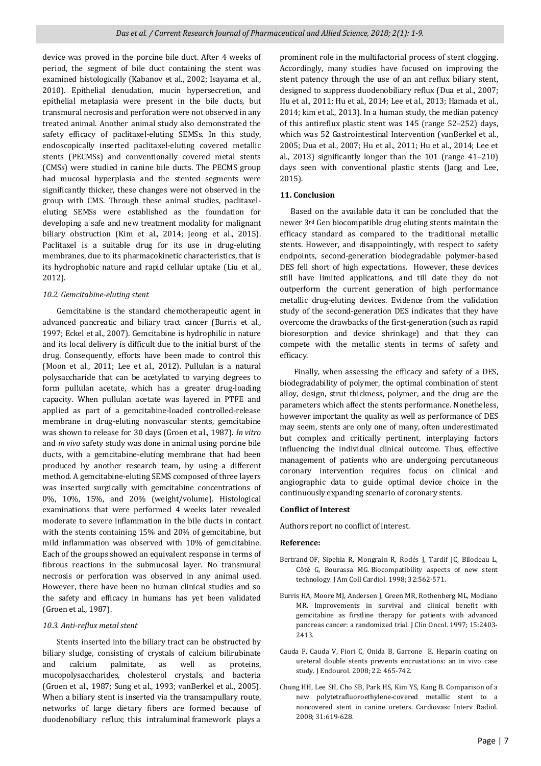device was proved in the porcine bile duct. After 4 weeks of period, the segment of bile duct containing the stent was examined histologically (Kabanov et al., 2002; Isayama et al., 2010). Epithelial denudation, mucin hypersecretion, and epithelial metaplasia were present in the bile ducts, but transmural necrosis and perforation were not observed in any treated animal. Another animal study also demonstrated the safety efficacy of paclitaxel-eluting SEMSs. In this study, endoscopically inserted paclitaxel-eluting covered metallic stents (PECMSs) and conventionally covered metal stents (CMSs) were studied in canine bile ducts. The PECMS group had mucosal hyperplasia and the stented segments were significantly thicker, these changes were not observed in the group with CMS. Through these animal studies, paclitaxel-eluting SEMSs were established as the foundation for developing a safe and new treatment modality for malignant biliary obstruction (Kim et al., 2014; Jeong et al., 2015). Paclitaxel is a suitable drug for its use in drug-eluting membranes, due to its pharmacokinetic characteristics, that is its hydrophobic nature and rapid cellular uptake (Liu et al., 2012).

### *10.2. Gemcitabine-eluting stent*

Gemcitabine is the standard chemotherapeutic agent in advanced pancreatic and biliary tract cancer (Burris et al., 1997; Eckel et al., 2007). Gemcitabine is hydrophilic in nature and its local delivery is difficult due to the initial burst of the drug. Consequently, efforts have been made to control this (Moon et al., 2011; Lee et al., 2012). Pullulan is a natural polysaccharide that can be acetylated to varying degrees to form pullulan acetate, which has a greater drug-loading capacity. When pullulan acetate was layered in PTFE and applied as part of a gemcitabine-loaded controlled-release membrane in drug-eluting nonvascular stents, gemcitabine was shown to release for 30 days (Groen et al., 1987). *In vitro* and *in vivo* safety study was done in animal using porcine bile ducts, with a gemcitabine-eluting membrane that had been produced by another research team, by using a different method. A gemcitabine-eluting SEMS composed of three layers was inserted surgically with gemcitabine concentrations of 0%, 10%, 15%, and 20% (weight/volume). Histological examinations that were performed 4 weeks later revealed moderate to severe inflammation in the bile ducts in contact with the stents containing 15% and 20% of gemcitabine, but mild inflammation was observed with 10% of gemcitabine. Each of the groups showed an equivalent response in terms of fibrous reactions in the submucosal layer. No transmural necrosis or perforation was observed in any animal used. However, there have been no human clinical studies and so the safety and efficacy in humans has yet been validated (Groen et al., 1987).

### *10.3. Anti-reflux metal stent*

Stents inserted into the biliary tract can be obstructed by biliary sludge, consisting of crystals of calcium bilirubinate and calcium palmitate, as well as proteins, mucopolysaccharides, cholesterol crystals, and bacteria (Groen et al., 1987; Sung et al., 1993; vanBerkel et al., 2005). When a biliary stent is inserted via the transampullary route, networks of large dietary fibers are formed because of duodenobiliary reflux; this intraluminal framework plays a prominent role in the multifactorial process of stent clogging. Accordingly, many studies have focused on improving the stent patency through the use of an ant reflux biliary stent, designed to suppress duodenobiliary reflux (Dua et al., 2007; Hu et al., 2011; Hu et al., 2014; Lee et al., 2013; Hamada et al., 2014; kim et al., 2013). In a human study, the median patency of this antireflux plastic stent was 145 (range 52–252) days, which was 52 Gastrointestinal Intervention (vanBerkel et al., 2005; Dua et al., 2007; Hu et al., 2011; Hu et al., 2014; Lee et al., 2013) significantly longer than the 101 (range 41–210) days seen with conventional plastic stents (Jang and Lee, 2015).

## 11. Conclusion

Based on the available data it can be concluded that the newer 3rd Gen biocompatible drug eluting stents maintain the efficacy standard as compared to the traditional metallic stents. However, and disappointingly, with respect to safety endpoints, second-generation biodegradable polymer-based DES fell short of high expectations. However, these devices still have limited applications, and till date they do not outperform the current generation of high performance metallic drug-eluting devices. Evidence from the validation study of the second-generation DES indicates that they have overcome the drawbacks of the first-generation (such as rapid bioresorption and device shrinkage) and that they can compete with the metallic stents in terms of safety and efficacy.

Finally, when assessing the efficacy and safety of a DES, biodegradability of polymer, the optimal combination of stent alloy, design, strut thickness, polymer, and the drug are the parameters which affect the stents performance. Nonetheless, however important the quality as well as performance of DES may seem, stents are only one of many, often underestimated but complex and critically pertinent, interplaying factors influencing the individual clinical outcome. Thus, effective management of patients who are undergoing percutaneous coronary intervention requires focus on clinical and angiographic data to guide optimal device choice in the continuously expanding scenario of coronary stents.

## Conflict of Interest

Authors report no conflict of interest.

## Reference:

Bertrand OF, Sipehia R, Mongrain R, Rodés J, Tardif JC, Bilodeau L, Côté G, Bourassa MG. Biocompatibility aspects of new stent technology. J Am Coll Cardiol. 1998; 32:562-571.

Burris HA, Moore MJ, Andersen J, Green MR, Rothenberg ML, Modiano MR. Improvements in survival and clinical benefit with gemcitabine as firstline therapy for patients with advanced pancreas cancer: a randomized trial. J Clin Oncol. 1997; 15:2403-2413.

Cauda F, Cauda V, Fiori C, Onida B, Garrone E. Heparin coating on ureteral double stents prevents encrustations: an in vivo case study. J Endourol. 2008; 22: 465-742.

Chung HH, Lee SH, Cho SB, Park HS, Kim YS, Kang B. Comparison of a new polytetrafluoroethylene-covered metallic stent to a noncovered stent in canine ureters. Cardiovasc Interv Radiol. 2008; 31:619-628.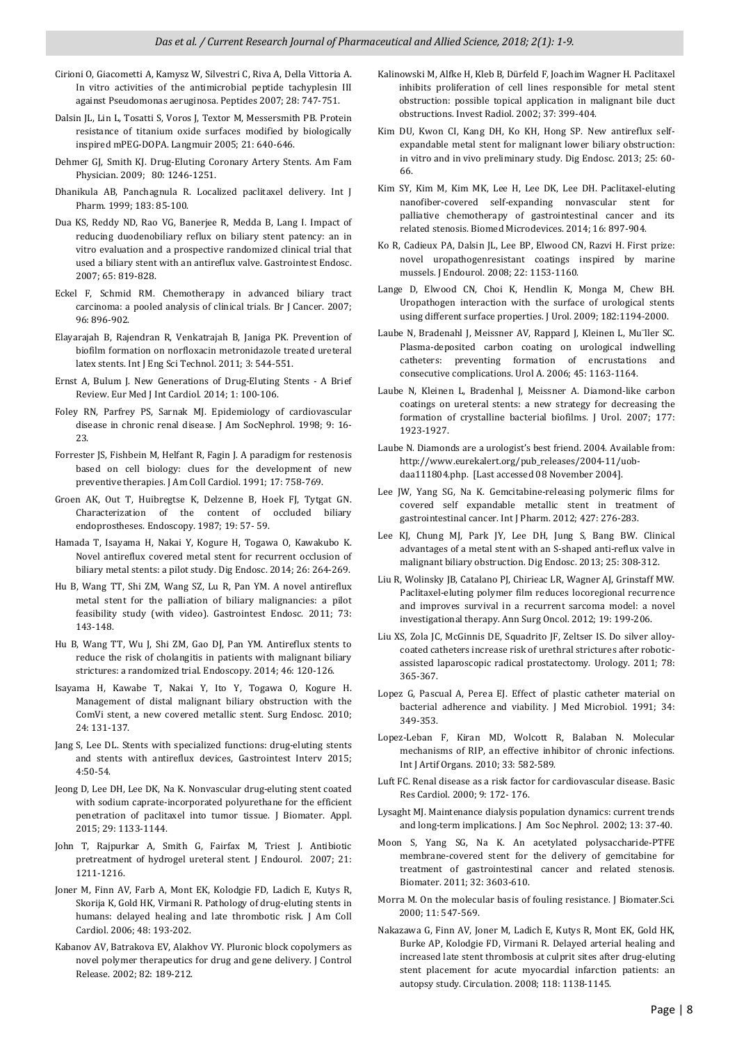Cirioni O, Giacometti A, Kamysz W, Silvestri C, Riva A, Della Vittoria A. In vitro activities of the antimicrobial peptide tachyplesin III against Pseudomonas aeruginosa. Peptides 2007; 28: 747-751.

Dalsin JL, Lin L, Tosatti S, Voros J, Textor M, Messersmith PB. Protein resistance of titanium oxide surfaces modified by biologically inspired mPEG-DOPA. Langmuir 2005; 21: 640-646.

Dehmer GJ, Smith KJ. Drug-Eluting Coronary Artery Stents. Am Fam Physician. 2009; 80: 1246-1251.

Dhanikula AB, Panchagnula R. Localized paclitaxel delivery. Int J Pharm. 1999; 183: 85-100.

Dua KS, Reddy ND, Rao VG, Banerjee R, Medda B, Lang I. Impact of reducing duodenobiliary reflux on biliary stent patency: an in vitro evaluation and a prospective randomized clinical trial that used a biliary stent with an antireflux valve. Gastrointest Endosc. 2007; 65: 819-828.

Eckel F, Schmid RM. Chemotherapy in advanced biliary tract carcinoma: a pooled analysis of clinical trials. Br J Cancer. 2007; 96: 896-902.

Elayarajah B, Rajendran R, Venkatrajah B, Janiga PK. Prevention of biofilm formation on norfloxacin metronidazole treated ureteral latex stents. Int J Eng Sci Technol. 2011; 3: 544-551.

Ernst A, Bulum J. New Generations of Drug-Eluting Stents - A Brief Review. Eur Med J Int Cardiol. 2014; 1: 100-106.

Foley RN, Parfrey PS, Sarnak MJ. Epidemiology of cardiovascular disease in chronic renal disease. J Am SocNephrol. 1998; 9: 16-23.

Forrester JS, Fishbein M, Helfant R, Fagin J. A paradigm for restenosis based on cell biology: clues for the development of new preventive therapies. J Am Coll Cardiol. 1991; 17: 758-769.

Groen AK, Out T, Huibregtse K, Delzenne B, Hoek FJ, Tytgat GN. Characterization of the content of occluded biliary endoprostheses. Endoscopy. 1987; 19: 57- 59.

Hamada T, Isayama H, Nakai Y, Kogure H, Togawa O, Kawakubo K. Novel antireflux covered metal stent for recurrent occlusion of biliary metal stents: a pilot study. Dig Endosc. 2014; 26: 264-269.

Hu B, Wang TT, Shi ZM, Wang SZ, Lu R, Pan YM. A novel antireflux metal stent for the palliation of biliary malignancies: a pilot feasibility study (with video). Gastrointest Endosc. 2011; 73: 143-148.

Hu B, Wang TT, Wu J, Shi ZM, Gao DJ, Pan YM. Antireflux stents to reduce the risk of cholangitis in patients with malignant biliary strictures: a randomized trial. Endoscopy. 2014; 46: 120-126.

Isayama H, Kawabe T, Nakai Y, Ito Y, Togawa O, Kogure H. Management of distal malignant biliary obstruction with the ComVi stent, a new covered metallic stent. Surg Endosc. 2010; 24: 131-137.

Jang S, Lee DL. Stents with specialized functions: drug-eluting stents and stents with antireflux devices, Gastrointest Interv 2015; 4:50-54.

Jeong D, Lee DH, Lee DK, Na K. Nonvascular drug-eluting stent coated with sodium caprate-incorporated polyurethane for the efficient penetration of paclitaxel into tumor tissue. J Biomater. Appl. 2015; 29: 1133-1144.

John T, Rajpurkar A, Smith G, Fairfax M, Triest J. Antibiotic pretreatment of hydrogel ureteral stent. J Endourol. 2007; 21: 1211-1216.

Joner M, Finn AV, Farb A, Mont EK, Kolodgie FD, Ladich E, Kutys R, Skorija K, Gold HK, Virmani R. Pathology of drug-eluting stents in humans: delayed healing and late thrombotic risk. J Am Coll Cardiol. 2006; 48: 193-202.

Kabanov AV, Batrakova EV, Alakhov VY. Pluronic block copolymers as novel polymer therapeutics for drug and gene delivery. J Control Release. 2002; 82: 189-212.

Kalinowski M, Alfke H, Kleb B, Dürfeld F, Joachim Wagner H. Paclitaxel inhibits proliferation of cell lines responsible for metal stent obstruction: possible topical application in malignant bile duct obstructions. Invest Radiol. 2002; 37: 399-404.

Kim DU, Kwon CI, Kang DH, Ko KH, Hong SP. New antireflux self-expandable metal stent for malignant lower biliary obstruction: in vitro and in vivo preliminary study. Dig Endosc. 2013; 25: 60-66.

Kim SY, Kim M, Kim MK, Lee H, Lee DK, Lee DH. Paclitaxel-eluting nanofiber-covered self-expanding nonvascular stent for palliative chemotherapy of gastrointestinal cancer and its related stenosis. Biomed Microdevices. 2014; 16: 897-904.

Ko R, Cadieux PA, Dalsin JL, Lee BP, Elwood CN, Razvi H. First prize: novel uropathogenresistant coatings inspired by marine mussels. J Endourol. 2008; 22: 1153-1160.

Lange D, Elwood CN, Choi K, Hendlin K, Monga M, Chew BH. Uropathogen interaction with the surface of urological stents using different surface properties. J Urol. 2009; 182:1194-2000.

Laube N, Bradenahl J, Meissner AV, Rappard J, Kleinen L, Mu¨ller SC. Plasma-deposited carbon coating on urological indwelling catheters: preventing formation of encrustations and consecutive complications. Urol A. 2006; 45: 1163-1164.

Laube N, Kleinen L, Bradenhal J, Meissner A. Diamond-like carbon coatings on ureteral stents: a new strategy for decreasing the formation of crystalline bacterial biofilms. J Urol. 2007; 177: 1923-1927.

Laube N. Diamonds are a urologist's best friend. 2004. Available from: http://www.eurekalert.org/pub_releases/2004-11/uob-daa111804.php. [Last accessed 08 November 2004].

Lee JW, Yang SG, Na K. Gemcitabine-releasing polymeric films for covered self expandable metallic stent in treatment of gastrointestinal cancer. Int J Pharm. 2012; 427: 276-283.

Lee KJ, Chung MJ, Park JY, Lee DH, Jung S, Bang BW. Clinical advantages of a metal stent with an S-shaped anti-reflux valve in malignant biliary obstruction. Dig Endosc. 2013; 25: 308-312.

Liu R, Wolinsky JB, Catalano PJ, Chirieac LR, Wagner AJ, Grinstaff MW. Paclitaxel-eluting polymer film reduces locoregional recurrence and improves survival in a recurrent sarcoma model: a novel investigational therapy. Ann Surg Oncol. 2012; 19: 199-206.

Liu XS, Zola JC, McGinnis DE, Squadrito JF, Zeltser IS. Do silver alloy-coated catheters increase risk of urethral strictures after robotic-assisted laparoscopic radical prostatectomy. Urology. 2011; 78: 365-367.

Lopez G, Pascual A, Perea EJ. Effect of plastic catheter material on bacterial adherence and viability. J Med Microbiol. 1991; 34: 349-353.

Lopez-Leban F, Kiran MD, Wolcott R, Balaban N. Molecular mechanisms of RIP, an effective inhibitor of chronic infections. Int J Artif Organs. 2010; 33: 582-589.

Luft FC. Renal disease as a risk factor for cardiovascular disease. Basic Res Cardiol. 2000; 9: 172- 176.

Lysaght MJ. Maintenance dialysis population dynamics: current trends and long-term implications. J Am Soc Nephrol. 2002; 13: 37-40.

Moon S, Yang SG, Na K. An acetylated polysaccharide-PTFE membrane-covered stent for the delivery of gemcitabine for treatment of gastrointestinal cancer and related stenosis. Biomater. 2011; 32: 3603-610.

Morra M. On the molecular basis of fouling resistance. J Biomater.Sci. 2000; 11: 547-569.

Nakazawa G, Finn AV, Joner M, Ladich E, Kutys R, Mont EK, Gold HK, Burke AP, Kolodgie FD, Virmani R. Delayed arterial healing and increased late stent thrombosis at culprit sites after drug-eluting stent placement for acute myocardial infarction patients: an autopsy study. Circulation. 2008; 118: 1138-1145.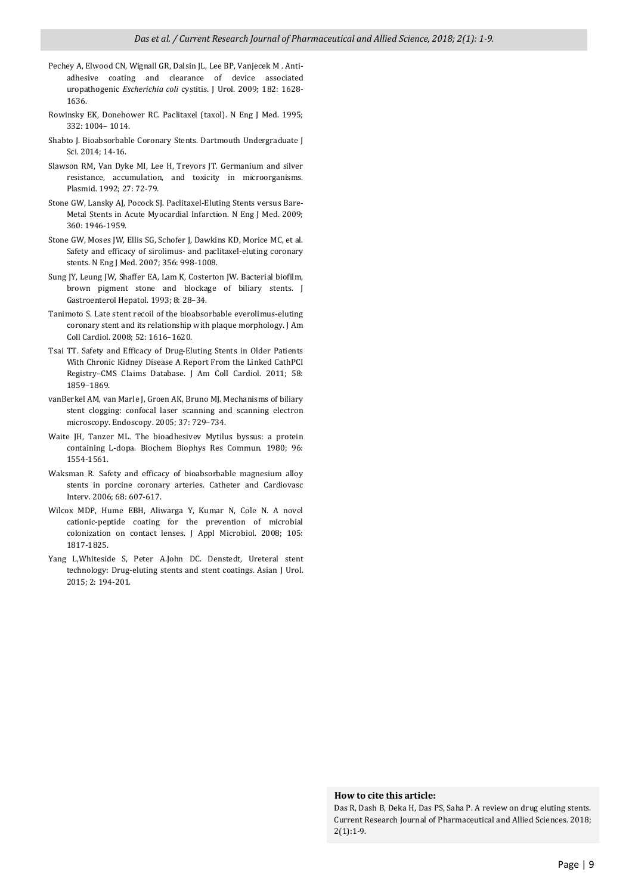Pechey A, Elwood CN, Wignall GR, Dalsin JL, Lee BP, Vanjecek M . Anti-adhesive coating and clearance of device associated uropathogenic *Escherichia coli* cystitis. J Urol. 2009; 182: 1628-1636.

Rowinsky EK, Donehower RC. Paclitaxel (taxol). N Eng J Med. 1995; 332: 1004– 1014.

Shabto J. Bioabsorbable Coronary Stents. Dartmouth Undergraduate J Sci. 2014; 14-16.

Slawson RM, Van Dyke MI, Lee H, Trevors JT. Germanium and silver resistance, accumulation, and toxicity in microorganisms. Plasmid. 1992; 27: 72-79.

Stone GW, Lansky AJ, Pocock SJ. Paclitaxel-Eluting Stents versus Bare-Metal Stents in Acute Myocardial Infarction. N Eng J Med. 2009; 360: 1946-1959.

Stone GW, Moses JW, Ellis SG, Schofer J, Dawkins KD, Morice MC, et al. Safety and efficacy of sirolimus- and paclitaxel-eluting coronary stents. N Eng J Med. 2007; 356: 998-1008.

Sung JY, Leung JW, Shaffer EA, Lam K, Costerton JW. Bacterial biofilm, brown pigment stone and blockage of biliary stents. J Gastroenterol Hepatol. 1993; 8: 28–34.

Tanimoto S. Late stent recoil of the bioabsorbable everolimus-eluting coronary stent and its relationship with plaque morphology. J Am Coll Cardiol. 2008; 52: 1616–1620.

Tsai TT. Safety and Efficacy of Drug-Eluting Stents in Older Patients With Chronic Kidney Disease A Report From the Linked CathPCI Registry–CMS Claims Database. J Am Coll Cardiol. 2011; 58: 1859–1869.

vanBerkel AM, van Marle J, Groen AK, Bruno MJ. Mechanisms of biliary stent clogging: confocal laser scanning and scanning electron microscopy. Endoscopy. 2005; 37: 729–734.

Waite JH, Tanzer ML. The bioadhesivev Mytilus byssus: a protein containing L-dopa. Biochem Biophys Res Commun. 1980; 96: 1554-1561.

Waksman R. Safety and efficacy of bioabsorbable magnesium alloy stents in porcine coronary arteries. Catheter and Cardiovasc Interv. 2006; 68: 607-617.

Wilcox MDP, Hume EBH, Aliwarga Y, Kumar N, Cole N. A novel cationic-peptide coating for the prevention of microbial colonization on contact lenses. J Appl Microbiol. 2008; 105: 1817-1825.

Yang L,Whiteside S, Peter A.John DC. Denstedt, Ureteral stent technology: Drug-eluting stents and stent coatings. Asian J Urol. 2015; 2: 194-201.

**How to cite this article:**

Das R, Dash B, Deka H, Das PS, Saha P. A review on drug eluting stents. Current Research Journal of Pharmaceutical and Allied Sciences. 2018; 2(1):1-9.